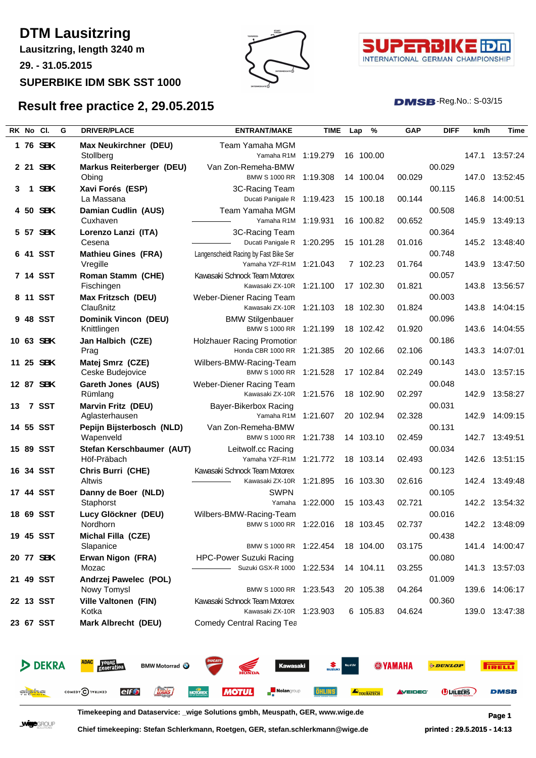# DTM Lausitzring

**Lausitzring, length 3240 m**

**29. - 31.05.2015**

**SUPERBIKE IDM SBK SST 1000**

## Result free practice 2, 29.05.2015

DMSB-Reg.No.: S-03/15

| RK | No | Cl. | G | DRIVER/PLACE | ENTRANT/MAKE | TIME | Lap | % | GAP | DIFF | km/h | Time |
|---|---|---|---|---|---|---|---|---|---|---|---|---|
| 1 | 76 | SBK | | **Max Neukirchner (DEU)** Stollberg | Team Yamaha MGM Yamaha R1M | 1:19.279 | 16 | 100.00 | | | 147.1 | 13:57:24 |
| 2 | 21 | SBK | | **Markus Reiterberger (DEU)** Obing | Van Zon-Remeha-BMW BMW S 1000 RR | 1:19.308 | 14 | 100.04 | 00.029 | 00.029 | 147.0 | 13:52:45 |
| 3 | 1 | SBK | | **Xavi Forés (ESP)** La Massana | 3C-Racing Team Ducati Panigale R | 1:19.423 | 15 | 100.18 | 00.144 | 00.115 | 146.8 | 14:00:51 |
| 4 | 50 | SBK | | **Damian Cudlin (AUS)** Cuxhaven | Team Yamaha MGM Yamaha R1M | 1:19.931 | 16 | 100.82 | 00.652 | 00.508 | 145.9 | 13:49:13 |
| 5 | 57 | SBK | | **Lorenzo Lanzi (ITA)** Cesena | 3C-Racing Team Ducati Panigale R | 1:20.295 | 15 | 101.28 | 01.016 | 00.364 | 145.2 | 13:48:40 |
| 6 | 41 | SST | | **Mathieu Gines (FRA)** Vregille | Langenscheidt Racing by Fast Bike Ser Yamaha YZF-R1M | 1:21.043 | 7 | 102.23 | 01.764 | 00.748 | 143.9 | 13:47:50 |
| 7 | 14 | SST | | **Roman Stamm (CHE)** Fischingen | Kawasaki Schnock Team Motorex Kawasaki ZX-10R | 1:21.100 | 17 | 102.30 | 01.821 | 00.057 | 143.8 | 13:56:57 |
| 8 | 11 | SST | | **Max Fritzsch (DEU)** Claußnitz | Weber-Diener Racing Team Kawasaki ZX-10R | 1:21.103 | 18 | 102.30 | 01.824 | 00.003 | 143.8 | 14:04:15 |
| 9 | 48 | SST | | **Dominik Vincon (DEU)** Knittlingen | BMW Stilgenbauer BMW S 1000 RR | 1:21.199 | 18 | 102.42 | 01.920 | 00.096 | 143.6 | 14:04:55 |
| 10 | 63 | SBK | | **Jan Halbich (CZE)** Prag | Holzhauer Racing Promotion Honda CBR 1000 RR | 1:21.385 | 20 | 102.66 | 02.106 | 00.186 | 143.3 | 14:07:01 |
| 11 | 25 | SBK | | **Matej Smrz (CZE)** Ceske Budejovice | Wilbers-BMW-Racing-Team BMW S 1000 RR | 1:21.528 | 17 | 102.84 | 02.249 | 00.143 | 143.0 | 13:57:15 |
| 12 | 87 | SBK | | **Gareth Jones (AUS)** Rümlang | Weber-Diener Racing Team Kawasaki ZX-10R | 1:21.576 | 18 | 102.90 | 02.297 | 00.048 | 142.9 | 13:58:27 |
| 13 | 7 | SST | | **Marvin Fritz (DEU)** Aglasterhausen | Bayer-Bikerbox Racing Yamaha R1M | 1:21.607 | 20 | 102.94 | 02.328 | 00.031 | 142.9 | 14:09:15 |
| 14 | 55 | SST | | **Pepijn Bijsterbosch (NLD)** Wapenveld | Van Zon-Remeha-BMW BMW S 1000 RR | 1:21.738 | 14 | 103.10 | 02.459 | 00.131 | 142.7 | 13:49:51 |
| 15 | 89 | SST | | **Stefan Kerschbaumer (AUT)** Höf-Präbach | Leitwolf.cc Racing Yamaha YZF-R1M | 1:21.772 | 18 | 103.14 | 02.493 | 00.034 | 142.6 | 13:51:15 |
| 16 | 34 | SST | | **Chris Burri (CHE)** Altwis | Kawasaki Schnock Team Motorex Kawasaki ZX-10R | 1:21.895 | 16 | 103.30 | 02.616 | 00.123 | 142.4 | 13:49:48 |
| 17 | 44 | SST | | **Danny de Boer (NLD)** Staphorst | SWPN Yamaha | 1:22.000 | 15 | 103.43 | 02.721 | 00.105 | 142.2 | 13:54:32 |
| 18 | 69 | SST | | **Lucy Glöckner (DEU)** Nordhorn | Wilbers-BMW-Racing-Team BMW S 1000 RR | 1:22.016 | 18 | 103.45 | 02.737 | 00.016 | 142.2 | 13:48:09 |
| 19 | 45 | SST | | **Michal Filla (CZE)** Slapanice | BMW S 1000 RR | 1:22.454 | 18 | 104.00 | 03.175 | 00.438 | 141.4 | 14:00:47 |
| 20 | 77 | SBK | | **Erwan Nigon (FRA)** Mozac | HPC-Power Suzuki Racing Suzuki GSX-R 1000 | 1:22.534 | 14 | 104.11 | 03.255 | 00.080 | 141.3 | 13:57:03 |
| 21 | 49 | SST | | **Andrzej Pawelec (POL)** Nowy Tomysl | BMW S 1000 RR | 1:23.543 | 20 | 105.38 | 04.264 | 01.009 | 139.6 | 14:06:17 |
| 22 | 13 | SST | | **Ville Valtonen (FIN)** Kotka | Kawasaki Schnock Team Motorex Kawasaki ZX-10R | 1:23.903 | 6 | 105.83 | 04.624 | 00.360 | 139.0 | 13:47:38 |
| 23 | 67 | SST | | **Mark Albrecht (DEU)** | Comedy Central Racing Tea | | | | | | | |

**Timekeeping and Dataservice: _wige Solutions gmbh, Meuspath, GER, www.wige.de**

**Chief timekeeping: Stefan Schlerkmann, Roetgen, GER, stefan.schlerkmann@wige.de**

**printed : 29.5.2015 - 14:13**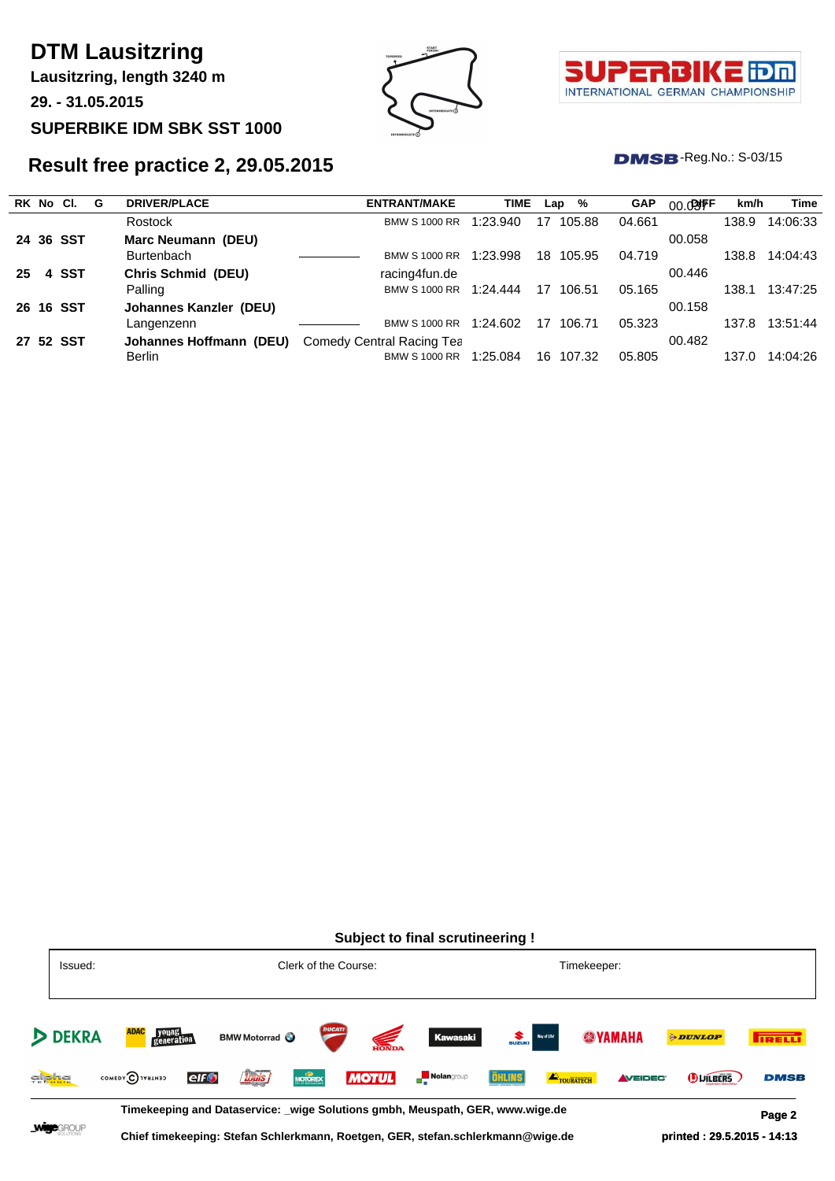# DTM Lausitzring

**Lausitzring, length 3240 m**

**29. - 31.05.2015**

**SUPERBIKE IDM SBK SST 1000**

## Result free practice 2, 29.05.2015

DMSB-Reg.No.: S-03/15

| RK | No | Cl. | G | DRIVER/PLACE | ENTRANT/MAKE | TIME | Lap | % | GAP | DIFF | km/h | Time |
|---|---|---|---|---|---|---|---|---|---|---|---|---|
| | | | | Rostock | BMW S 1000 RR | 1:23.940 | 17 | 105.88 | 04.661 | 00.037 | 138.9 | 14:06:33 |
| 24 | 36 | SST | | **Marc Neumann (DEU)** | | | | | | 00.058 | | |
| | | | | Burtenbach | BMW S 1000 RR | 1:23.998 | 18 | 105.95 | 04.719 | | 138.8 | 14:04:43 |
| 25 | 4 | SST | | **Chris Schmid (DEU)** | racing4fun.de | | | | | 00.446 | | |
| | | | | Palling | BMW S 1000 RR | 1:24.444 | 17 | 106.51 | 05.165 | | 138.1 | 13:47:25 |
| 26 | 16 | SST | | **Johannes Kanzler (DEU)** | | | | | | 00.158 | | |
| | | | | Langenzenn | BMW S 1000 RR | 1:24.602 | 17 | 106.71 | 05.323 | | 137.8 | 13:51:44 |
| 27 | 52 | SST | | **Johannes Hoffmann (DEU)** | Comedy Central Racing Tea | | | | | 00.482 | | |
| | | | | Berlin | BMW S 1000 RR | 1:25.084 | 16 | 107.32 | 05.805 | | 137.0 | 14:04:26 |

**Subject to final scrutineering !**

| Issued: | Clerk of the Course: | Timekeeper: |
|---|---|---|
| | | |

**Timekeeping and Dataservice: _wige Solutions gmbh, Meuspath, GER, www.wige.de**

**Chief timekeeping: Stefan Schlerkmann, Roetgen, GER, stefan.schlerkmann@wige.de**

**printed : 29.5.2015 - 14:13**